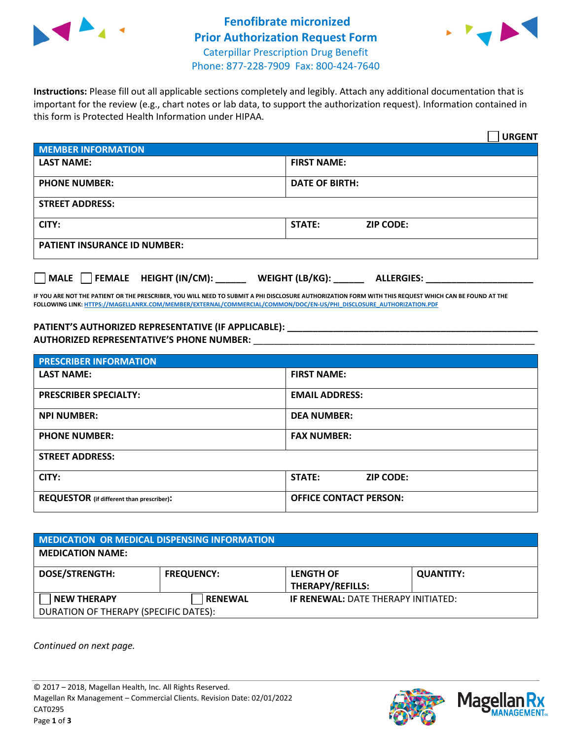# Fenofibrate micronized Prior Authorization Request Form

Caterpillar Prescription Drug Benefit
Phone: 877-228-7909 Fax: 800-424-7640

**Instructions:** Please fill out all applicable sections completely and legibly. Attach any additional documentation that is important for the review (e.g., chart notes or lab data, to support the authorization request). Information contained in this form is Protected Health Information under HIPAA.

☐ **URGENT**

| MEMBER INFORMATION | |
|---|---|
| **LAST NAME:** | **FIRST NAME:** |
| **PHONE NUMBER:** | **DATE OF BIRTH:** |
| **STREET ADDRESS:** | |
| **CITY:** | **STATE:** **ZIP CODE:** |
| **PATIENT INSURANCE ID NUMBER:** | |

☐ **MALE** ☐ **FEMALE** **HEIGHT (IN/CM): ______** **WEIGHT (LB/KG): ______** **ALLERGIES: ____________________**

**IF YOU ARE NOT THE PATIENT OR THE PRESCRIBER, YOU WILL NEED TO SUBMIT A PHI DISCLOSURE AUTHORIZATION FORM WITH THIS REQUEST WHICH CAN BE FOUND AT THE FOLLOWING LINK: HTTPS://MAGELLANRX.COM/MEMBER/EXTERNAL/COMMERCIAL/COMMON/DOC/EN-US/PHI_DISCLOSURE_AUTHORIZATION.PDF**

**PATIENT'S AUTHORIZED REPRESENTATIVE (IF APPLICABLE): ____________________**
**AUTHORIZED REPRESENTATIVE'S PHONE NUMBER: ____________________**

| PRESCRIBER INFORMATION | |
|---|---|
| **LAST NAME:** | **FIRST NAME:** |
| **PRESCRIBER SPECIALTY:** | **EMAIL ADDRESS:** |
| **NPI NUMBER:** | **DEA NUMBER:** |
| **PHONE NUMBER:** | **FAX NUMBER:** |
| **STREET ADDRESS:** | |
| **CITY:** | **STATE:** **ZIP CODE:** |
| **REQUESTOR** (if different than prescriber)**:** | **OFFICE CONTACT PERSON:** |

| MEDICATION OR MEDICAL DISPENSING INFORMATION | | | |
|---|---|---|---|
| **MEDICATION NAME:** | | | |
| **DOSE/STRENGTH:** | **FREQUENCY:** | **LENGTH OF THERAPY/REFILLS:** | **QUANTITY:** |
| ☐ **NEW THERAPY** | ☐ **RENEWAL** | **IF RENEWAL:** DATE THERAPY INITIATED: | |
| DURATION OF THERAPY (SPECIFIC DATES): | | | |

*Continued on next page.*

© 2017 – 2018, Magellan Health, Inc. All Rights Reserved.
Magellan Rx Management – Commercial Clients. Revision Date: 02/01/2022
CAT0295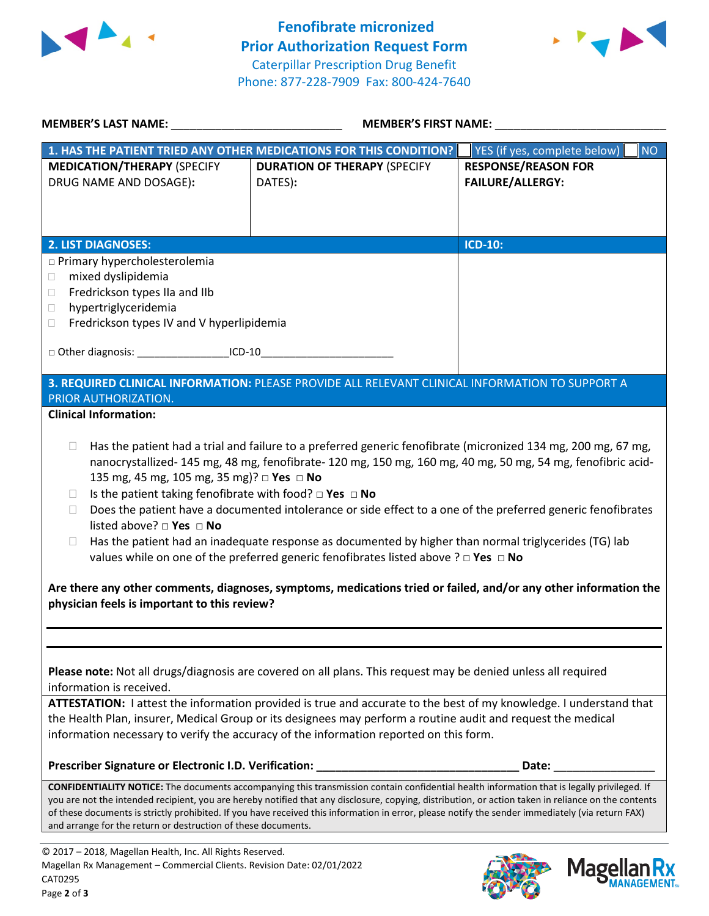# Fenofibrate micronized
# Prior Authorization Request Form

Caterpillar Prescription Drug Benefit
Phone: 877-228-7909 Fax: 800-424-7640

**MEMBER'S LAST NAME:** ___________________________ **MEMBER'S FIRST NAME:** ___________________________

| **1. HAS THE PATIENT TRIED ANY OTHER MEDICATIONS FOR THIS CONDITION?** | | ☐ YES (if yes, complete below) ☐ NO |
|---|---|---|
| **MEDICATION/THERAPY** (SPECIFY DRUG NAME AND DOSAGE): | **DURATION OF THERAPY** (SPECIFY DATES): | **RESPONSE/REASON FOR FAILURE/ALLERGY:** |
| | | |

| **2. LIST DIAGNOSES:** | **ICD-10:** |
|---|---|
| ☐ Primary hypercholesterolemia<br>☐ mixed dyslipidemia<br>☐ Fredrickson types IIa and IIb<br>☐ hypertriglyceridemia<br>☐ Fredrickson types IV and V hyperlipidemia<br><br>☐ Other diagnosis: _______________ICD-10______________________ | |

**3. REQUIRED CLINICAL INFORMATION:** PLEASE PROVIDE ALL RELEVANT CLINICAL INFORMATION TO SUPPORT A PRIOR AUTHORIZATION.

**Clinical Information:**

- ☐ Has the patient had a trial and failure to a preferred generic fenofibrate (micronized 134 mg, 200 mg, 67 mg, nanocrystallized- 145 mg, 48 mg, fenofibrate- 120 mg, 150 mg, 160 mg, 40 mg, 50 mg, 54 mg, fenofibric acid- 135 mg, 45 mg, 105 mg, 35 mg)? ☐ **Yes** ☐ **No**
- ☐ Is the patient taking fenofibrate with food? ☐ **Yes** ☐ **No**
- ☐ Does the patient have a documented intolerance or side effect to a one of the preferred generic fenofibrates listed above? ☐ **Yes** ☐ **No**
- ☐ Has the patient had an inadequate response as documented by higher than normal triglycerides (TG) lab values while on one of the preferred generic fenofibrates listed above ? ☐ **Yes** ☐ **No**

**Are there any other comments, diagnoses, symptoms, medications tried or failed, and/or any other information the physician feels is important to this review?**

_______________________________________________________________________________

_______________________________________________________________________________

**Please note:** Not all drugs/diagnosis are covered on all plans. This request may be denied unless all required information is received.

**ATTESTATION:** I attest the information provided is true and accurate to the best of my knowledge. I understand that the Health Plan, insurer, Medical Group or its designees may perform a routine audit and request the medical information necessary to verify the accuracy of the information reported on this form.

**Prescriber Signature or Electronic I.D. Verification:** _________________________________ **Date:** ________________

**CONFIDENTIALITY NOTICE:** The documents accompanying this transmission contain confidential health information that is legally privileged. If you are not the intended recipient, you are hereby notified that any disclosure, copying, distribution, or action taken in reliance on the contents of these documents is strictly prohibited. If you have received this information in error, please notify the sender immediately (via return FAX) and arrange for the return or destruction of these documents.

© 2017 – 2018, Magellan Health, Inc. All Rights Reserved.
Magellan Rx Management – Commercial Clients. Revision Date: 02/01/2022
CAT0295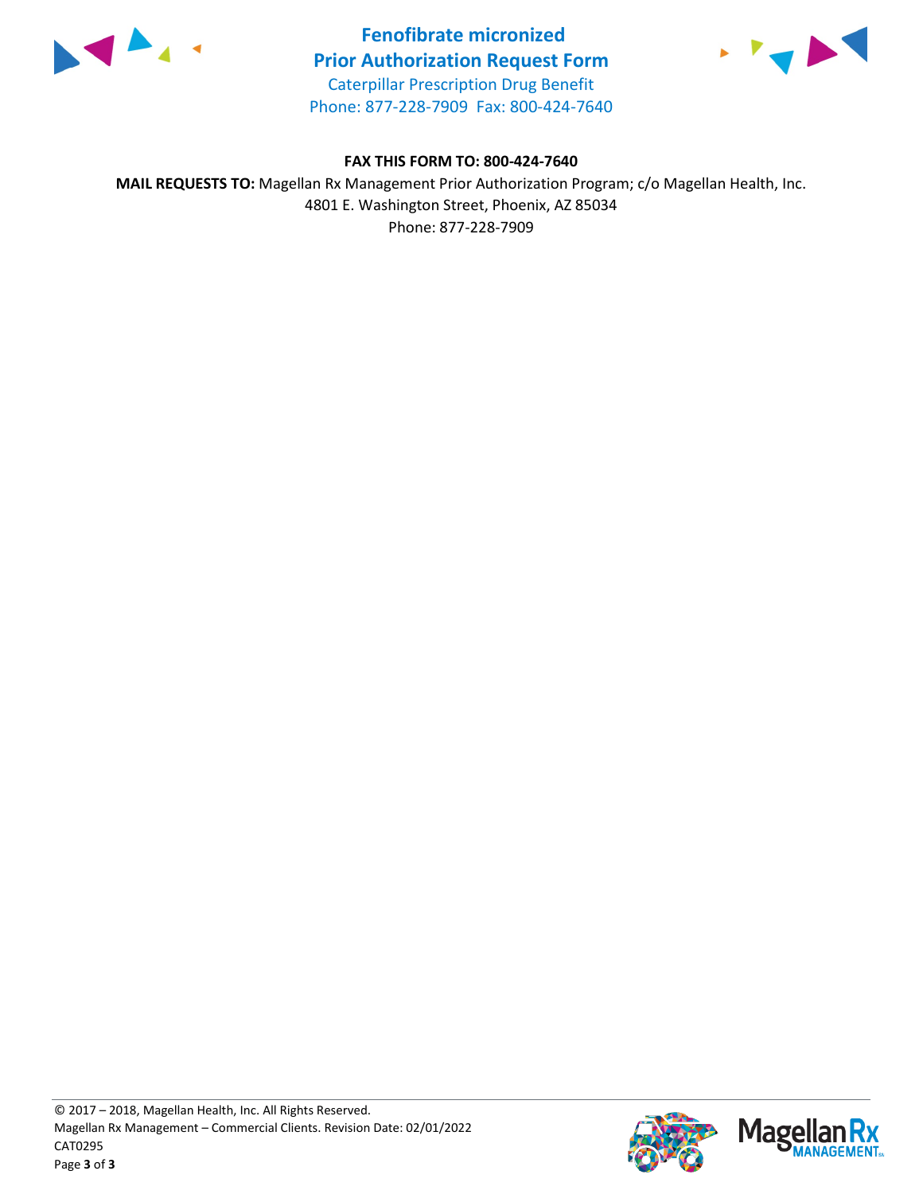**FAX THIS FORM TO: 800-424-7640**

**MAIL REQUESTS TO:** Magellan Rx Management Prior Authorization Program; c/o Magellan Health, Inc.
4801 E. Washington Street, Phoenix, AZ 85034
Phone: 877-228-7909